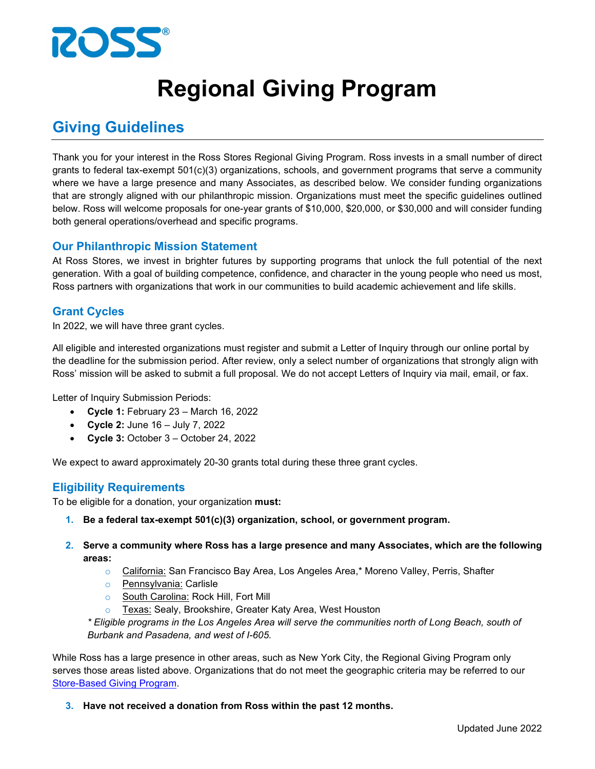ROSS®

# Regional Giving Program

## Giving Guidelines

Thank you for your interest in the Ross Stores Regional Giving Program. Ross invests in a small number of direct grants to federal tax-exempt 501(c)(3) organizations, schools, and government programs that serve a community where we have a large presence and many Associates, as described below. We consider funding organizations that are strongly aligned with our philanthropic mission. Organizations must meet the specific guidelines outlined below. Ross will welcome proposals for one-year grants of $10,000, $20,000, or $30,000 and will consider funding both general operations/overhead and specific programs.

### Our Philanthropic Mission Statement

At Ross Stores, we invest in brighter futures by supporting programs that unlock the full potential of the next generation. With a goal of building competence, confidence, and character in the young people who need us most, Ross partners with organizations that work in our communities to build academic achievement and life skills.

### Grant Cycles

In 2022, we will have three grant cycles.

All eligible and interested organizations must register and submit a Letter of Inquiry through our online portal by the deadline for the submission period. After review, only a select number of organizations that strongly align with Ross' mission will be asked to submit a full proposal. We do not accept Letters of Inquiry via mail, email, or fax.

Letter of Inquiry Submission Periods:

- **Cycle 1:** February 23 – March 16, 2022
- **Cycle 2:** June 16 – July 7, 2022
- **Cycle 3:** October 3 – October 24, 2022

We expect to award approximately 20-30 grants total during these three grant cycles.

### Eligibility Requirements

To be eligible for a donation, your organization **must:**

1. **Be a federal tax-exempt 501(c)(3) organization, school, or government program.**

2. **Serve a community where Ross has a large presence and many Associates, which are the following areas:**
   - California: San Francisco Bay Area, Los Angeles Area,* Moreno Valley, Perris, Shafter
   - Pennsylvania: Carlisle
   - South Carolina: Rock Hill, Fort Mill
   - Texas: Sealy, Brookshire, Greater Katy Area, West Houston

   *\* Eligible programs in the Los Angeles Area will serve the communities north of Long Beach, south of Burbank and Pasadena, and west of I-605.*

While Ross has a large presence in other areas, such as New York City, the Regional Giving Program only serves those areas listed above. Organizations that do not meet the geographic criteria may be referred to our Store-Based Giving Program.

3. **Have not received a donation from Ross within the past 12 months.**

Updated June 2022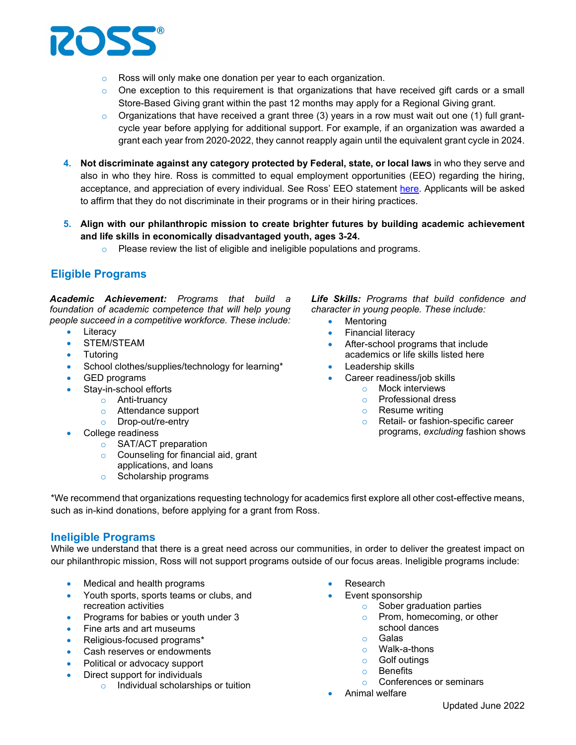- Ross will only make one donation per year to each organization.
  - One exception to this requirement is that organizations that have received gift cards or a small Store-Based Giving grant within the past 12 months may apply for a Regional Giving grant.
  - Organizations that have received a grant three (3) years in a row must wait out one (1) full grant-cycle year before applying for additional support. For example, if an organization was awarded a grant each year from 2020-2022, they cannot reapply again until the equivalent grant cycle in 2024.

4. **Not discriminate against any category protected by Federal, state, or local laws** in who they serve and also in who they hire. Ross is committed to equal employment opportunities (EEO) regarding the hiring, acceptance, and appreciation of every individual. See Ross' EEO statement here. Applicants will be asked to affirm that they do not discriminate in their programs or in their hiring practices.

5. **Align with our philanthropic mission to create brighter futures by building academic achievement and life skills in economically disadvantaged youth, ages 3-24.**
   - Please review the list of eligible and ineligible populations and programs.

## Eligible Programs

***Academic Achievement:*** *Programs that build a foundation of academic competence that will help young people succeed in a competitive workforce. These include:*

- Literacy
- STEM/STEAM
- Tutoring
- School clothes/supplies/technology for learning*
- GED programs
- Stay-in-school efforts
  - Anti-truancy
  - Attendance support
  - Drop-out/re-entry
- College readiness
  - SAT/ACT preparation
  - Counseling for financial aid, grant applications, and loans
  - Scholarship programs

***Life Skills:*** *Programs that build confidence and character in young people. These include:*

- Mentoring
- Financial literacy
- After-school programs that include academics or life skills listed here
- Leadership skills
- Career readiness/job skills
  - Mock interviews
  - Professional dress
  - Resume writing
  - Retail- or fashion-specific career programs, *excluding* fashion shows

*We recommend that organizations requesting technology for academics first explore all other cost-effective means, such as in-kind donations, before applying for a grant from Ross.

## Ineligible Programs

While we understand that there is a great need across our communities, in order to deliver the greatest impact on our philanthropic mission, Ross will not support programs outside of our focus areas. Ineligible programs include:

- Medical and health programs
- Youth sports, sports teams or clubs, and recreation activities
- Programs for babies or youth under 3
- Fine arts and art museums
- Religious-focused programs*
- Cash reserves or endowments
- Political or advocacy support
- Direct support for individuals
  - Individual scholarships or tuition
- Research
- Event sponsorship
  - Sober graduation parties
  - Prom, homecoming, or other school dances
  - Galas
  - Walk-a-thons
  - Golf outings
  - Benefits
  - Conferences or seminars
- Animal welfare

Updated June 2022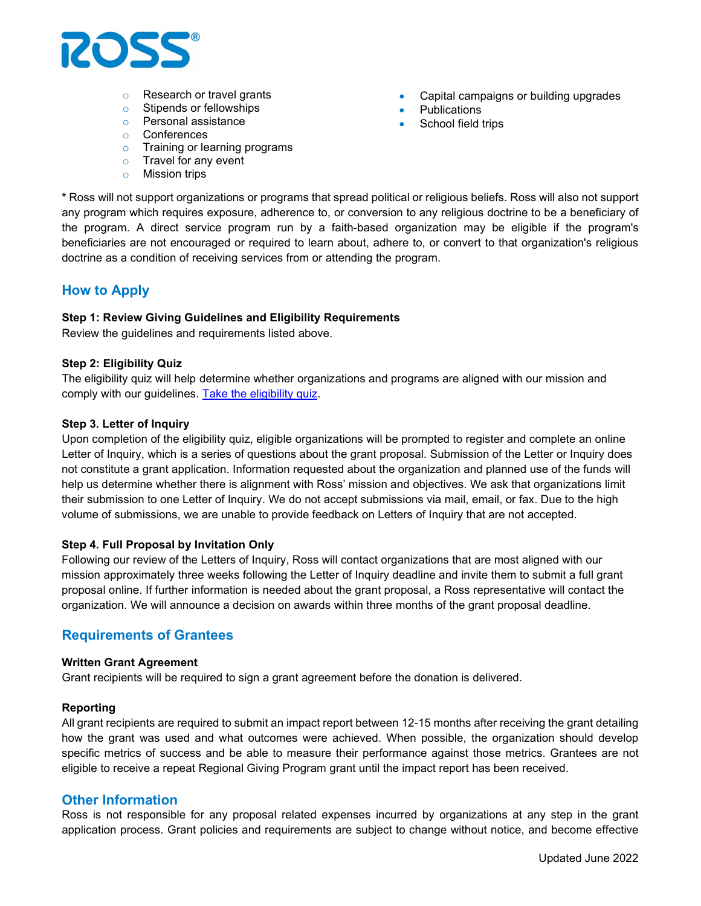- Research or travel grants
- Stipends or fellowships
- Personal assistance
- Conferences
- Training or learning programs
- Travel for any event
- Mission trips

- Capital campaigns or building upgrades
- Publications
- School field trips

**\*** Ross will not support organizations or programs that spread political or religious beliefs. Ross will also not support any program which requires exposure, adherence to, or conversion to any religious doctrine to be a beneficiary of the program. A direct service program run by a faith-based organization may be eligible if the program's beneficiaries are not encouraged or required to learn about, adhere to, or convert to that organization's religious doctrine as a condition of receiving services from or attending the program.

## How to Apply

**Step 1: Review Giving Guidelines and Eligibility Requirements**
Review the guidelines and requirements listed above.

**Step 2: Eligibility Quiz**
The eligibility quiz will help determine whether organizations and programs are aligned with our mission and comply with our guidelines. Take the eligibility quiz.

**Step 3. Letter of Inquiry**
Upon completion of the eligibility quiz, eligible organizations will be prompted to register and complete an online Letter of Inquiry, which is a series of questions about the grant proposal. Submission of the Letter or Inquiry does not constitute a grant application. Information requested about the organization and planned use of the funds will help us determine whether there is alignment with Ross' mission and objectives. We ask that organizations limit their submission to one Letter of Inquiry. We do not accept submissions via mail, email, or fax. Due to the high volume of submissions, we are unable to provide feedback on Letters of Inquiry that are not accepted.

**Step 4. Full Proposal by Invitation Only**
Following our review of the Letters of Inquiry, Ross will contact organizations that are most aligned with our mission approximately three weeks following the Letter of Inquiry deadline and invite them to submit a full grant proposal online. If further information is needed about the grant proposal, a Ross representative will contact the organization. We will announce a decision on awards within three months of the grant proposal deadline.

## Requirements of Grantees

**Written Grant Agreement**
Grant recipients will be required to sign a grant agreement before the donation is delivered.

**Reporting**
All grant recipients are required to submit an impact report between 12-15 months after receiving the grant detailing how the grant was used and what outcomes were achieved. When possible, the organization should develop specific metrics of success and be able to measure their performance against those metrics. Grantees are not eligible to receive a repeat Regional Giving Program grant until the impact report has been received.

## Other Information

Ross is not responsible for any proposal related expenses incurred by organizations at any step in the grant application process. Grant policies and requirements are subject to change without notice, and become effective

Updated June 2022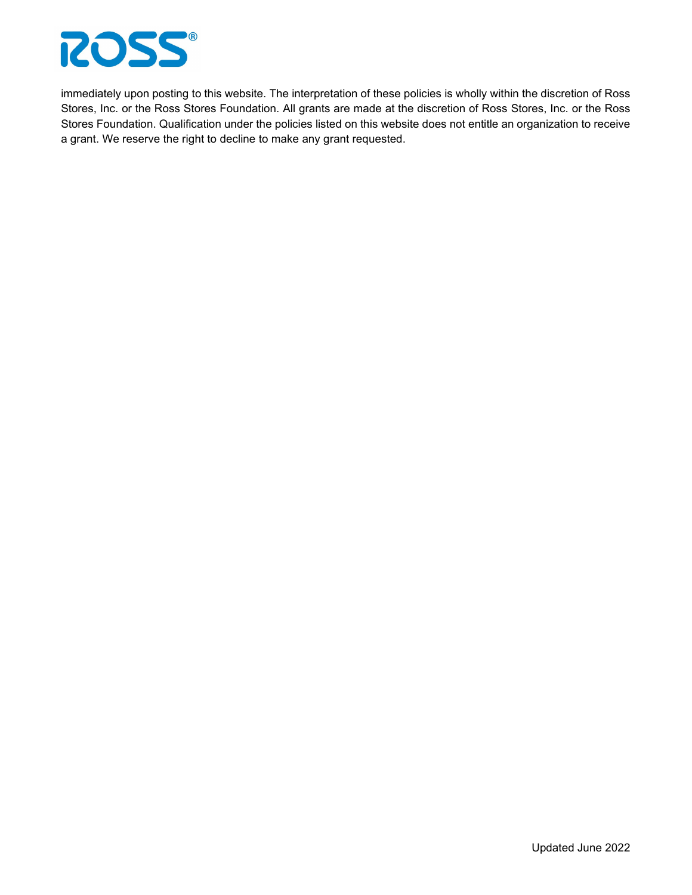immediately upon posting to this website. The interpretation of these policies is wholly within the discretion of Ross Stores, Inc. or the Ross Stores Foundation. All grants are made at the discretion of Ross Stores, Inc. or the Ross Stores Foundation. Qualification under the policies listed on this website does not entitle an organization to receive a grant. We reserve the right to decline to make any grant requested.

Updated June 2022